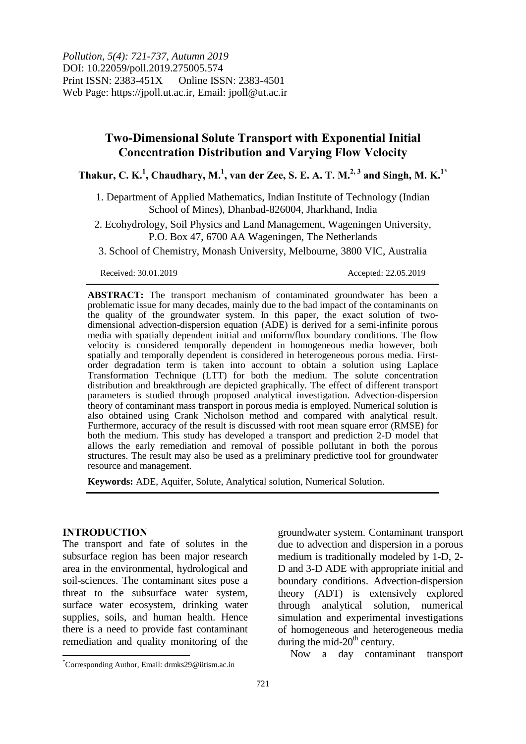*Pollution, 5(4): 721-737, Autumn 2019*
DOI: 10.22059/poll.2019.275005.574
Print ISSN: 2383-451X Online ISSN: 2383-4501
Web Page: https://jpoll.ut.ac.ir, Email: jpoll@ut.ac.ir

# Two-Dimensional Solute Transport with Exponential Initial Concentration Distribution and Varying Flow Velocity

**Thakur, C. K.[1], Chaudhary, M.[1], van der Zee, S. E. A. T. M.[2, 3] and Singh, M. K.[1*]**

1. Department of Applied Mathematics, Indian Institute of Technology (Indian School of Mines), Dhanbad-826004, Jharkhand, India
2. Ecohydrology, Soil Physics and Land Management, Wageningen University, P.O. Box 47, 6700 AA Wageningen, The Netherlands
3. School of Chemistry, Monash University, Melbourne, 3800 VIC, Australia

Received: 30.01.2019 Accepted: 22.05.2019

**ABSTRACT:** The transport mechanism of contaminated groundwater has been a problematic issue for many decades, mainly due to the bad impact of the contaminants on the quality of the groundwater system. In this paper, the exact solution of two-dimensional advection-dispersion equation (ADE) is derived for a semi-infinite porous media with spatially dependent initial and uniform/flux boundary conditions. The flow velocity is considered temporally dependent in homogeneous media however, both spatially and temporally dependent is considered in heterogeneous porous media. First-order degradation term is taken into account to obtain a solution using Laplace Transformation Technique (LTT) for both the medium. The solute concentration distribution and breakthrough are depicted graphically. The effect of different transport parameters is studied through proposed analytical investigation. Advection-dispersion theory of contaminant mass transport in porous media is employed. Numerical solution is also obtained using Crank Nicholson method and compared with analytical result. Furthermore, accuracy of the result is discussed with root mean square error (RMSE) for both the medium. This study has developed a transport and prediction 2-D model that allows the early remediation and removal of possible pollutant in both the porous structures. The result may also be used as a preliminary predictive tool for groundwater resource and management.

**Keywords:** ADE, Aquifer, Solute, Analytical solution, Numerical Solution.

## INTRODUCTION

The transport and fate of solutes in the subsurface region has been major research area in the environmental, hydrological and soil-sciences. The contaminant sites pose a threat to the subsurface water system, surface water ecosystem, drinking water supplies, soils, and human health. Hence there is a need to provide fast contaminant remediation and quality monitoring of the groundwater system. Contaminant transport due to advection and dispersion in a porous medium is traditionally modeled by 1-D, 2-D and 3-D ADE with appropriate initial and boundary conditions. Advection-dispersion theory (ADT) is extensively explored through analytical solution, numerical simulation and experimental investigations of homogeneous and heterogeneous media during the mid-20th century.

Now a day contaminant transport

*Corresponding Author, Email: drmks29@iitism.ac.in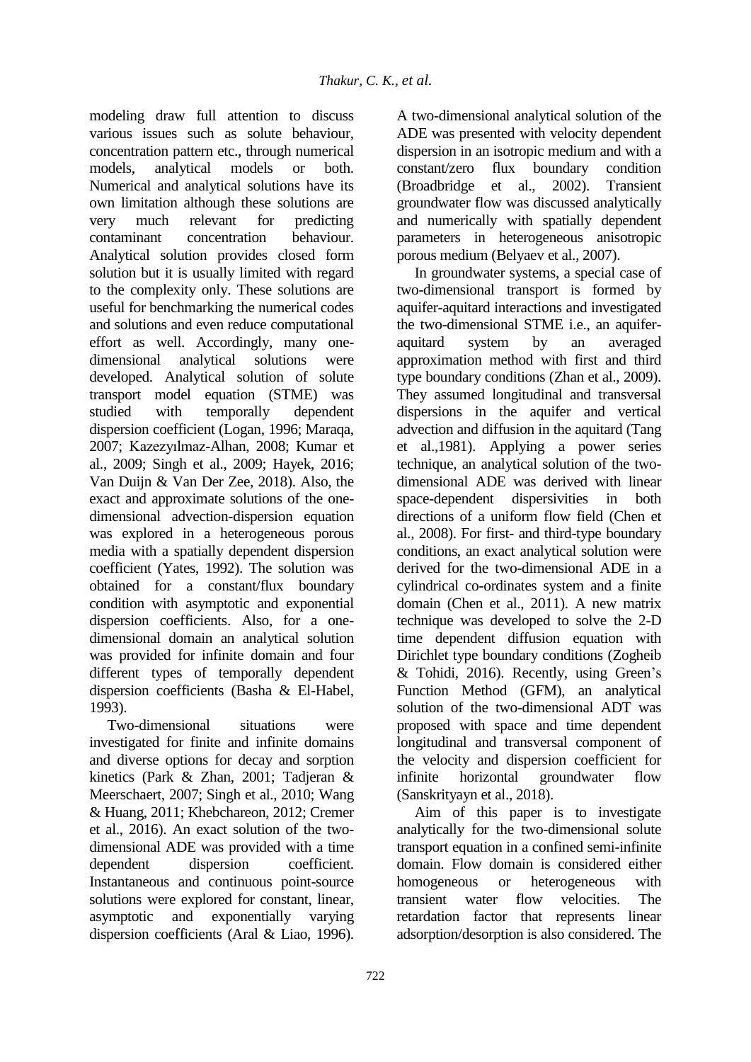modeling draw full attention to discuss various issues such as solute behaviour, concentration pattern etc., through numerical models, analytical models or both. Numerical and analytical solutions have its own limitation although these solutions are very much relevant for predicting contaminant concentration behaviour. Analytical solution provides closed form solution but it is usually limited with regard to the complexity only. These solutions are useful for benchmarking the numerical codes and solutions and even reduce computational effort as well. Accordingly, many one-dimensional analytical solutions were developed. Analytical solution of solute transport model equation (STME) was studied with temporally dependent dispersion coefficient (Logan, 1996; Maraqa, 2007; Kazezyılmaz-Alhan, 2008; Kumar et al., 2009; Singh et al., 2009; Hayek, 2016; Van Duijn & Van Der Zee, 2018). Also, the exact and approximate solutions of the one-dimensional advection-dispersion equation was explored in a heterogeneous porous media with a spatially dependent dispersion coefficient (Yates, 1992). The solution was obtained for a constant/flux boundary condition with asymptotic and exponential dispersion coefficients. Also, for a one-dimensional domain an analytical solution was provided for infinite domain and four different types of temporally dependent dispersion coefficients (Basha & El-Habel, 1993).

Two-dimensional situations were investigated for finite and infinite domains and diverse options for decay and sorption kinetics (Park & Zhan, 2001; Tadjeran & Meerschaert, 2007; Singh et al., 2010; Wang & Huang, 2011; Khebchareon, 2012; Cremer et al., 2016). An exact solution of the two-dimensional ADE was provided with a time dependent dispersion coefficient. Instantaneous and continuous point-source solutions were explored for constant, linear, asymptotic and exponentially varying dispersion coefficients (Aral & Liao, 1996). A two-dimensional analytical solution of the ADE was presented with velocity dependent dispersion in an isotropic medium and with a constant/zero flux boundary condition (Broadbridge et al., 2002). Transient groundwater flow was discussed analytically and numerically with spatially dependent parameters in heterogeneous anisotropic porous medium (Belyaev et al., 2007).

In groundwater systems, a special case of two-dimensional transport is formed by aquifer-aquitard interactions and investigated the two-dimensional STME i.e., an aquifer-aquitard system by an averaged approximation method with first and third type boundary conditions (Zhan et al., 2009). They assumed longitudinal and transversal dispersions in the aquifer and vertical advection and diffusion in the aquitard (Tang et al.,1981). Applying a power series technique, an analytical solution of the two-dimensional ADE was derived with linear space-dependent dispersivities in both directions of a uniform flow field (Chen et al., 2008). For first- and third-type boundary conditions, an exact analytical solution were derived for the two-dimensional ADE in a cylindrical co-ordinates system and a finite domain (Chen et al., 2011). A new matrix technique was developed to solve the 2-D time dependent diffusion equation with Dirichlet type boundary conditions (Zogheib & Tohidi, 2016). Recently, using Green's Function Method (GFM), an analytical solution of the two-dimensional ADT was proposed with space and time dependent longitudinal and transversal component of the velocity and dispersion coefficient for infinite horizontal groundwater flow (Sanskrityayn et al., 2018).

Aim of this paper is to investigate analytically for the two-dimensional solute transport equation in a confined semi-infinite domain. Flow domain is considered either homogeneous or heterogeneous with transient water flow velocities. The retardation factor that represents linear adsorption/desorption is also considered. The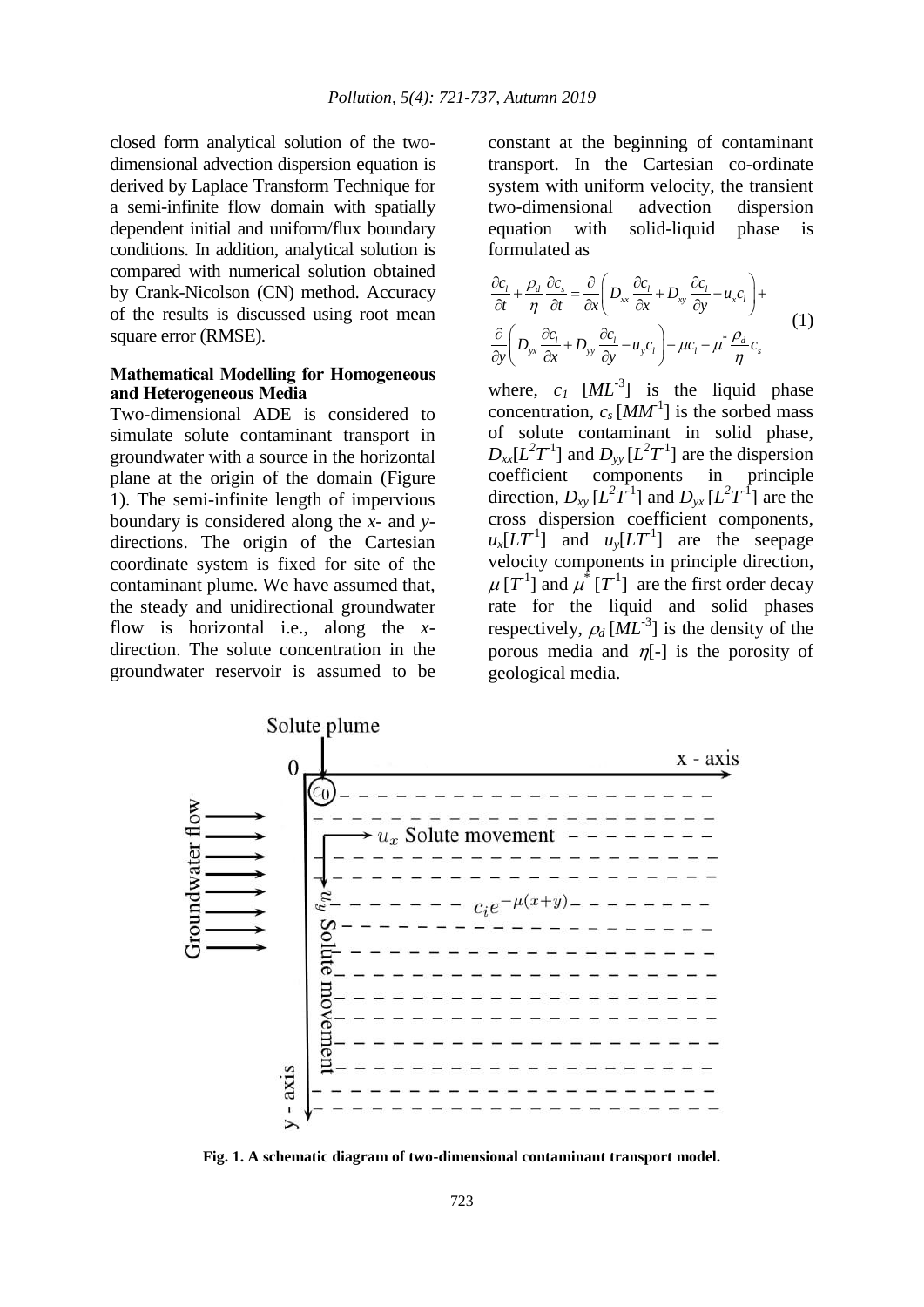closed form analytical solution of the two-dimensional advection dispersion equation is derived by Laplace Transform Technique for a semi-infinite flow domain with spatially dependent initial and uniform/flux boundary conditions. In addition, analytical solution is compared with numerical solution obtained by Crank-Nicolson (CN) method. Accuracy of the results is discussed using root mean square error (RMSE).

### Mathematical Modelling for Homogeneous and Heterogeneous Media

Two-dimensional ADE is considered to simulate solute contaminant transport in groundwater with a source in the horizontal plane at the origin of the domain (Figure 1). The semi-infinite length of impervious boundary is considered along the *x*- and *y*-directions. The origin of the Cartesian coordinate system is fixed for site of the contaminant plume. We have assumed that, the steady and unidirectional groundwater flow is horizontal i.e., along the *x*-direction. The solute concentration in the groundwater reservoir is assumed to be constant at the beginning of contaminant transport. In the Cartesian co-ordinate system with uniform velocity, the transient two-dimensional advection dispersion equation with solid-liquid phase is formulated as

$$\frac{\partial c_l}{\partial t} + \frac{\rho_d}{\eta}\frac{\partial c_s}{\partial t} = \frac{\partial}{\partial x}\left(D_{xx}\frac{\partial c_l}{\partial x} + D_{xy}\frac{\partial c_l}{\partial y} - u_x c_l\right) + \frac{\partial}{\partial y}\left(D_{yx}\frac{\partial c_l}{\partial x} + D_{yy}\frac{\partial c_l}{\partial y} - u_y c_l\right) - \mu c_l - \mu^* \frac{\rho_d}{\eta} c_s \tag{1}$$

where, $c_l$ $[ML^{-3}]$ is the liquid phase concentration, $c_s$ $[MM^{-1}]$ is the sorbed mass of solute contaminant in solid phase, $D_{xx}[L^2T^{-1}]$ and $D_{yy}$ $[L^2T^{-1}]$ are the dispersion coefficient components in principle direction, $D_{xy}$ $[L^2T^{-1}]$ and $D_{yx}$ $[L^2T^{-1}]$ are the cross dispersion coefficient components, $u_x[LT^{-1}]$ and $u_y[LT^{-1}]$ are the seepage velocity components in principle direction, $\mu$ $[T^{-1}]$ and $\mu^*$ $[T^{-1}]$ are the first order decay rate for the liquid and solid phases respectively, $\rho_d$ $[ML^{-3}]$ is the density of the porous media and $\eta$[-] is the porosity of geological media.

**Fig. 1. A schematic diagram of two-dimensional contaminant transport model.**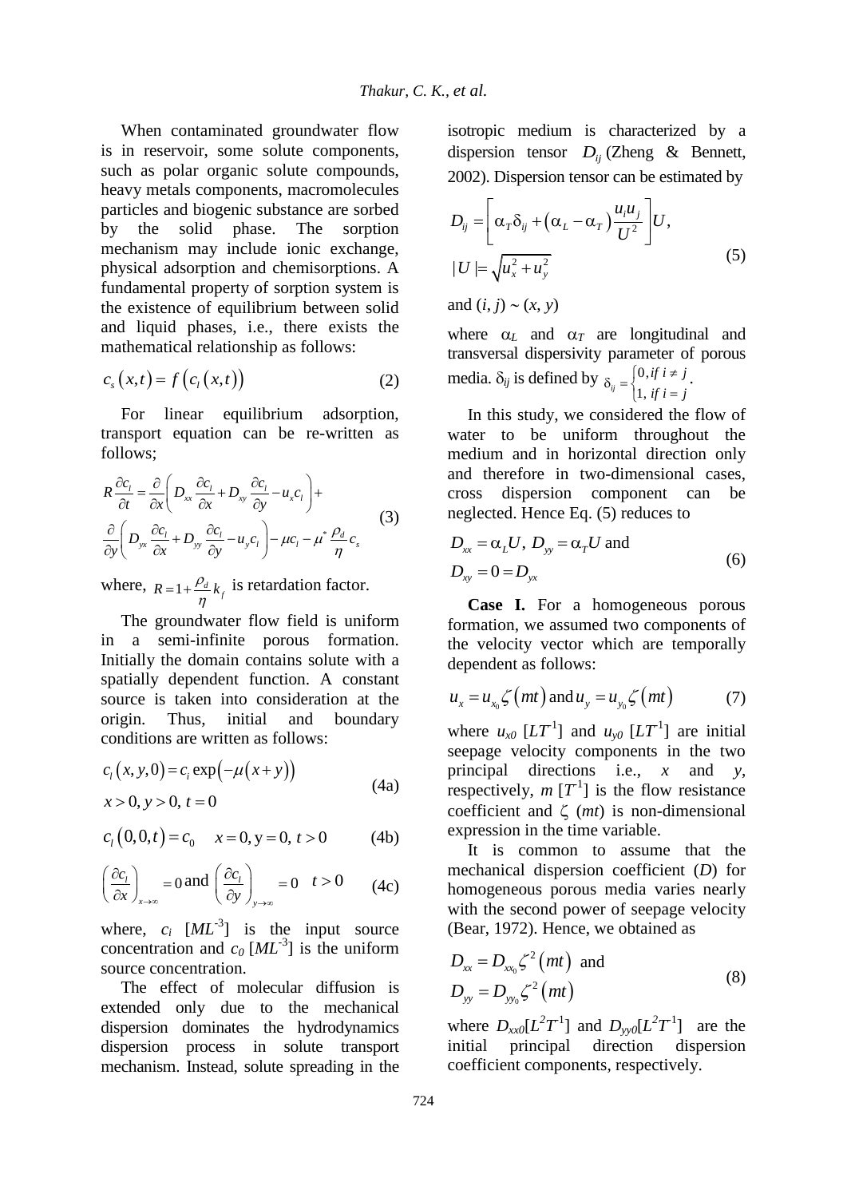When contaminated groundwater flow is in reservoir, some solute components, such as polar organic solute compounds, heavy metals components, macromolecules particles and biogenic substance are sorbed by the solid phase. The sorption mechanism may include ionic exchange, physical adsorption and chemisorptions. A fundamental property of sorption system is the existence of equilibrium between solid and liquid phases, i.e., there exists the mathematical relationship as follows:

$$c_s(x,t) = f(c_l(x,t)) \tag{2}$$

For linear equilibrium adsorption, transport equation can be re-written as follows;

$$R\frac{\partial c_l}{\partial t} = \frac{\partial}{\partial x}\left(D_{xx}\frac{\partial c_l}{\partial x} + D_{xy}\frac{\partial c_l}{\partial y} - u_x c_l\right) + \frac{\partial}{\partial y}\left(D_{yx}\frac{\partial c_l}{\partial x} + D_{yy}\frac{\partial c_l}{\partial y} - u_y c_l\right) - \mu c_l - \mu^* \frac{\rho_d}{\eta} c_s \tag{3}$$

where, $R = 1 + \frac{\rho_d}{\eta} k_f$ is retardation factor.

The groundwater flow field is uniform in a semi-infinite porous formation. Initially the domain contains solute with a spatially dependent function. A constant source is taken into consideration at the origin. Thus, initial and boundary conditions are written as follows:

$$c_l(x,y,0) = c_i \exp(-\mu(x+y)) \quad x > 0,\ y > 0,\ t = 0 \tag{4a}$$

$$c_l(0,0,t) = c_0 \quad x = 0,\ \mathrm{y} = 0,\ t > 0 \tag{4b}$$

$$\left(\frac{\partial c_l}{\partial x}\right)_{x\to\infty} = 0 \text{ and } \left(\frac{\partial c_l}{\partial y}\right)_{y\to\infty} = 0 \quad t > 0 \tag{4c}$$

where, $c_i$ $[ML^{-3}]$ is the input source concentration and $c_0$ $[ML^{-3}]$ is the uniform source concentration.

The effect of molecular diffusion is extended only due to the mechanical dispersion dominates the hydrodynamics dispersion process in solute transport mechanism. Instead, solute spreading in the isotropic medium is characterized by a dispersion tensor $D_{ij}$ (Zheng & Bennett, 2002). Dispersion tensor can be estimated by

$$D_{ij} = \left[\alpha_T \delta_{ij} + (\alpha_L - \alpha_T)\frac{u_i u_j}{U^2}\right]U, \quad |U| = \sqrt{u_x^2 + u_y^2} \tag{5}$$

and $(i, j) \sim (x, y)$

where $\alpha_L$ and $\alpha_T$ are longitudinal and transversal dispersivity parameter of porous media. $\delta_{ij}$ is defined by $\delta_{ij} = \begin{cases} 0, if\ i \neq j \\ 1,\ if\ i = j \end{cases}$.

In this study, we considered the flow of water to be uniform throughout the medium and in horizontal direction only and therefore in two-dimensional cases, cross dispersion component can be neglected. Hence Eq. (5) reduces to

$$D_{xx} = \alpha_L U,\ D_{yy} = \alpha_T U \text{ and } D_{xy} = 0 = D_{yx} \tag{6}$$

**Case I.** For a homogeneous porous formation, we assumed two components of the velocity vector which are temporally dependent as follows:

$$u_x = u_{x_0}\zeta(mt) \text{ and } u_y = u_{y_0}\zeta(mt) \tag{7}$$

where $u_{x0}$ $[LT^{-1}]$ and $u_{y0}$ $[LT^{-1}]$ are initial seepage velocity components in the two principal directions i.e., $x$ and $y$, respectively, $m$ $[T^{-1}]$ is the flow resistance coefficient and $\zeta$ $(mt)$ is non-dimensional expression in the time variable.

It is common to assume that the mechanical dispersion coefficient ($D$) for homogeneous porous media varies nearly with the second power of seepage velocity (Bear, 1972). Hence, we obtained as

$$D_{xx} = D_{xx_0}\zeta^2(mt) \text{ and } D_{yy} = D_{yy_0}\zeta^2(mt) \tag{8}$$

where $D_{xx0}[L^2T^{-1}]$ and $D_{yy0}[L^2T^{-1}]$ are the initial principal direction dispersion coefficient components, respectively.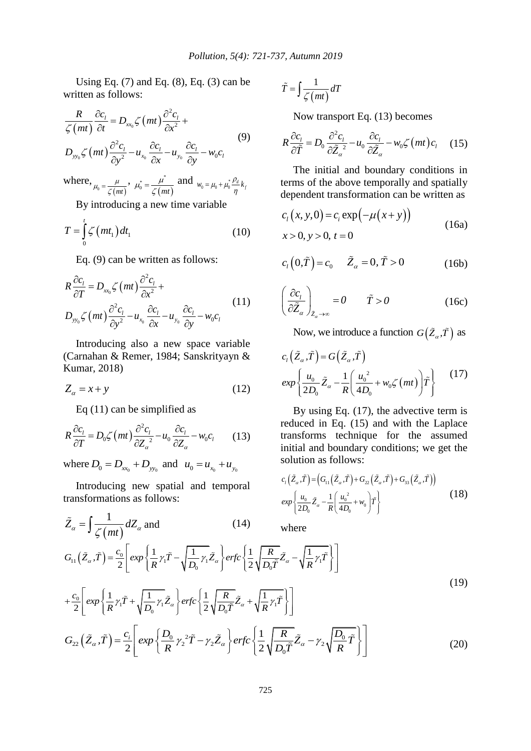Using Eq. (7) and Eq. (8), Eq. (3) can be written as follows:

$$\frac{R}{\zeta(mt)}\frac{\partial c_l}{\partial t} = D_{xx_0}\zeta(mt)\frac{\partial^2 c_l}{\partial x^2} + D_{yy_0}\zeta(mt)\frac{\partial^2 c_l}{\partial y^2} - u_{x_0}\frac{\partial c_l}{\partial x} - u_{y_0}\frac{\partial c_l}{\partial y} - w_0 c_l \tag{9}$$

where, $\mu_0 = \frac{\mu}{\zeta(mt)}$, $\mu_0^* = \frac{\mu^*}{\zeta(mt)}$ and $w_0 = \mu_0 + \mu_0^* \frac{\rho_d}{\eta} k_f$

By introducing a new time variable

$$T = \int_0^t \zeta(mt_1)\,dt_1 \tag{10}$$

Eq. (9) can be written as follows:

$$R\frac{\partial c_l}{\partial T} = D_{xx_0}\zeta(mt)\frac{\partial^2 c_l}{\partial x^2} + D_{yy_0}\zeta(mt)\frac{\partial^2 c_l}{\partial y^2} - u_{x_0}\frac{\partial c_l}{\partial x} - u_{y_0}\frac{\partial c_l}{\partial y} - w_0 c_l \tag{11}$$

Introducing also a new space variable (Carnahan & Remer, 1984; Sanskrityayn & Kumar, 2018)

$$Z_\alpha = x + y \tag{12}$$

Eq (11) can be simplified as

$$R\frac{\partial c_l}{\partial T} = D_0\zeta(mt)\frac{\partial^2 c_l}{\partial Z_\alpha^2} - u_0\frac{\partial c_l}{\partial Z_\alpha} - w_0 c_l \tag{13}$$

where $D_0 = D_{xx_0} + D_{yy_0}$ and $u_0 = u_{x_0} + u_{y_0}$

Introducing new spatial and temporal transformations as follows:

$$\tilde{Z}_\alpha = \int \frac{1}{\zeta(mt)}\,dZ_\alpha \text{ and} \tag{14}$$

$$\tilde{T} = \int \frac{1}{\zeta(mt)}\,dT$$

Now transport Eq. (13) becomes

$$R\frac{\partial c_l}{\partial \tilde{T}} = D_0\frac{\partial^2 c_l}{\partial \tilde{Z}_\alpha^2} - u_0\frac{\partial c_l}{\partial \tilde{Z}_\alpha} - w_0\zeta(mt)c_l \tag{15}$$

The initial and boundary conditions in terms of the above temporally and spatially dependent transformation can be written as

$$c_l(x,y,0) = c_i\exp(-\mu(x+y)) \quad x>0,\ y>0,\ t=0 \tag{16a}$$

$$c_l(0,\tilde{T}) = c_0 \quad \tilde{Z}_\alpha = 0,\ \tilde{T}>0 \tag{16b}$$

$$\left(\frac{\partial c_l}{\partial \tilde{Z}_\alpha}\right)_{\tilde{Z}_\alpha\to\infty} = 0 \quad \tilde{T}>0 \tag{16c}$$

Now, we introduce a function $G(\tilde{Z}_\alpha,\tilde{T})$ as

$$c_l(\tilde{Z}_\alpha,\tilde{T}) = G(\tilde{Z}_\alpha,\tilde{T})\, exp\left\{\frac{u_0}{2D_0}\tilde{Z}_\alpha - \frac{1}{R}\left(\frac{u_0^2}{4D_0} + w_0\zeta(mt)\right)\tilde{T}\right\} \tag{17}$$

By using Eq. (17), the advective term is reduced in Eq. (15) and with the Laplace transforms technique for the assumed initial and boundary conditions; we get the solution as follows:

$$c_l(\tilde{Z}_\alpha,\tilde{T}) = \left(G_{11}(\tilde{Z}_\alpha,\tilde{T}) + G_{22}(\tilde{Z}_\alpha,\tilde{T}) + G_{33}(\tilde{Z}_\alpha,\tilde{T})\right) exp\left\{\frac{u_0}{2D_0}\tilde{Z}_\alpha - \frac{1}{R}\left(\frac{u_0^2}{4D_0} + w_0\right)\tilde{T}\right\} \tag{18}$$

where

$$G_{11}(\tilde{Z}_\alpha,\tilde{T}) = \frac{c_0}{2}\left[exp\left\{\frac{1}{R}\gamma_1\tilde{T} - \sqrt{\frac{1}{D_0}\gamma_1}\tilde{Z}_\alpha\right\} erfc\left\{\frac{1}{2}\sqrt{\frac{R}{D_0\tilde{T}}}\tilde{Z}_\alpha - \sqrt{\frac{1}{R}\gamma_1\tilde{T}}\right\}\right] + \frac{c_0}{2}\left[exp\left\{\frac{1}{R}\gamma_1\tilde{T} + \sqrt{\frac{1}{D_0}\gamma_1}\tilde{Z}_\alpha\right\} erfc\left\{\frac{1}{2}\sqrt{\frac{R}{D_0\tilde{T}}}\tilde{Z}_\alpha + \sqrt{\frac{1}{R}\gamma_1\tilde{T}}\right\}\right] \tag{19}$$

$$G_{22}(\tilde{Z}_\alpha,\tilde{T}) = \frac{c_i}{2}\left[exp\left\{\frac{D_0}{R}\gamma_2^2\tilde{T} - \gamma_2\tilde{Z}_\alpha\right\} erfc\left\{\frac{1}{2}\sqrt{\frac{R}{D_0\tilde{T}}}\tilde{Z}_\alpha - \gamma_2\sqrt{\frac{D_0}{R}\tilde{T}}\right\}\right] \tag{20}$$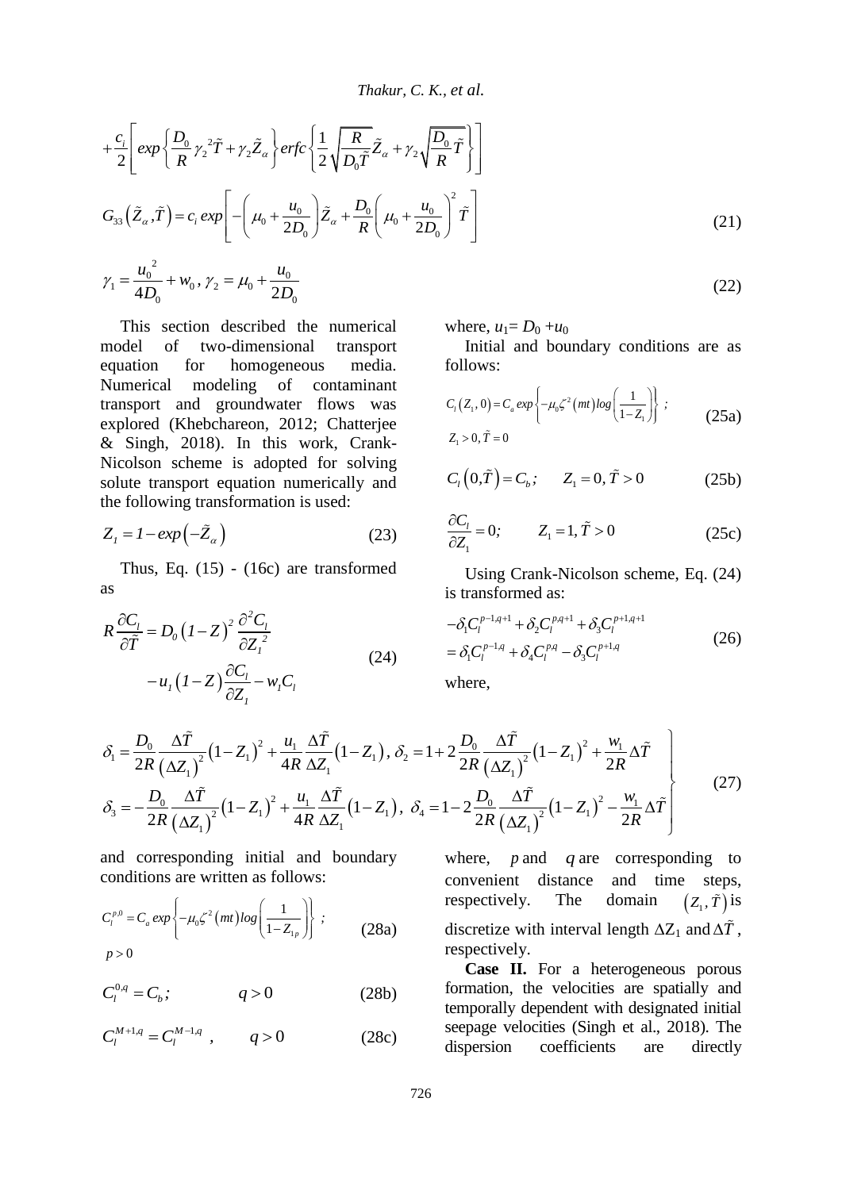$$+\frac{c_i}{2}\left[exp\left\{\frac{D_0}{R}\gamma_2{}^2\tilde{T}+\gamma_2\tilde{Z}_\alpha\right\}erfc\left\{\frac{1}{2}\sqrt{\frac{R}{D_0\tilde{T}}}\tilde{Z}_\alpha+\gamma_2\sqrt{\frac{D_0}{R}\tilde{T}}\right\}\right]$$

$$G_{33}\left(\tilde{Z}_\alpha,\tilde{T}\right)=c_i\,exp\left[-\left(\mu_0+\frac{u_0}{2D_0}\right)\tilde{Z}_\alpha+\frac{D_0}{R}\left(\mu_0+\frac{u_0}{2D_0}\right)^2\tilde{T}\right] \tag{21}$$

$$\gamma_1=\frac{u_0{}^2}{4D_0}+w_0\,,\ \gamma_2=\mu_0+\frac{u_0}{2D_0} \tag{22}$$

This section described the numerical model of two-dimensional transport equation for homogeneous media. Numerical modeling of contaminant transport and groundwater flows was explored (Khebchareon, 2012; Chatterjee & Singh, 2018). In this work, Crank-Nicolson scheme is adopted for solving solute transport equation numerically and the following transformation is used:

$$Z_1=1-exp\left(-\tilde{Z}_\alpha\right) \tag{23}$$

Thus, Eq. (15) - (16c) are transformed as

$$R\frac{\partial C_l}{\partial\tilde{T}}=D_0\left(1-Z\right)^2\frac{\partial^2C_l}{\partial Z_1{}^2}-u_1\left(1-Z\right)\frac{\partial C_l}{\partial Z_1}-w_1C_l \tag{24}$$

where, $u_1= D_0 +u_0$

Initial and boundary conditions are as follows:

$$C_l\left(Z_1,0\right)=C_a\,exp\left\{-\mu_0\zeta^2\left(mt\right)log\left(\frac{1}{1-Z_1}\right)\right\}\ ;\quad Z_1>0,\tilde{T}=0 \tag{25a}$$

$$C_l\left(0,\tilde{T}\right)=C_b;\qquad Z_1=0,\tilde{T}>0 \tag{25b}$$

$$\frac{\partial C_l}{\partial Z_1}=0;\qquad Z_1=1,\tilde{T}>0 \tag{25c}$$

Using Crank-Nicolson scheme, Eq. (24) is transformed as:

$$-\delta_1C_l^{p-1,q+1}+\delta_2C_l^{p,q+1}+\delta_3C_l^{p+1,q+1}=\delta_1C_l^{p-1,q}+\delta_4C_l^{p,q}-\delta_3C_l^{p+1,q} \tag{26}$$

where,

$$\left.\begin{aligned}\delta_1&=\frac{D_0}{2R}\frac{\Delta\tilde{T}}{\left(\Delta Z_1\right)^2}\left(1-Z_1\right)^2+\frac{u_1}{4R}\frac{\Delta\tilde{T}}{\Delta Z_1}\left(1-Z_1\right),\ \delta_2=1+2\frac{D_0}{2R}\frac{\Delta\tilde{T}}{\left(\Delta Z_1\right)^2}\left(1-Z_1\right)^2+\frac{w_1}{2R}\Delta\tilde{T}\\\delta_3&=-\frac{D_0}{2R}\frac{\Delta\tilde{T}}{\left(\Delta Z_1\right)^2}\left(1-Z_1\right)^2+\frac{u_1}{4R}\frac{\Delta\tilde{T}}{\Delta Z_1}\left(1-Z_1\right),\ \delta_4=1-2\frac{D_0}{2R}\frac{\Delta\tilde{T}}{\left(\Delta Z_1\right)^2}\left(1-Z_1\right)^2-\frac{w_1}{2R}\Delta\tilde{T}\end{aligned}\right\} \tag{27}$$

and corresponding initial and boundary conditions are written as follows:

$$C_l^{p,0}=C_a\,exp\left\{-\mu_0\zeta^2\left(mt\right)log\left(\frac{1}{1-Z_{1p}}\right)\right\}\ ;\quad p>0 \tag{28a}$$

$$C_l^{0,q}=C_b;\qquad q>0 \tag{28b}$$

$$C_l^{M+1,q}=C_l^{M-1,q}\ ,\qquad q>0 \tag{28c}$$

where, $p$ and $q$ are corresponding to convenient distance and time steps, respectively. The domain $\left(Z_1,\tilde{T}\right)$ is discretize with interval length $\Delta Z_1$ and $\Delta\tilde{T}$, respectively.

**Case II.** For a heterogeneous porous formation, the velocities are spatially and temporally dependent with designated initial seepage velocities (Singh et al., 2018). The dispersion coefficients are directly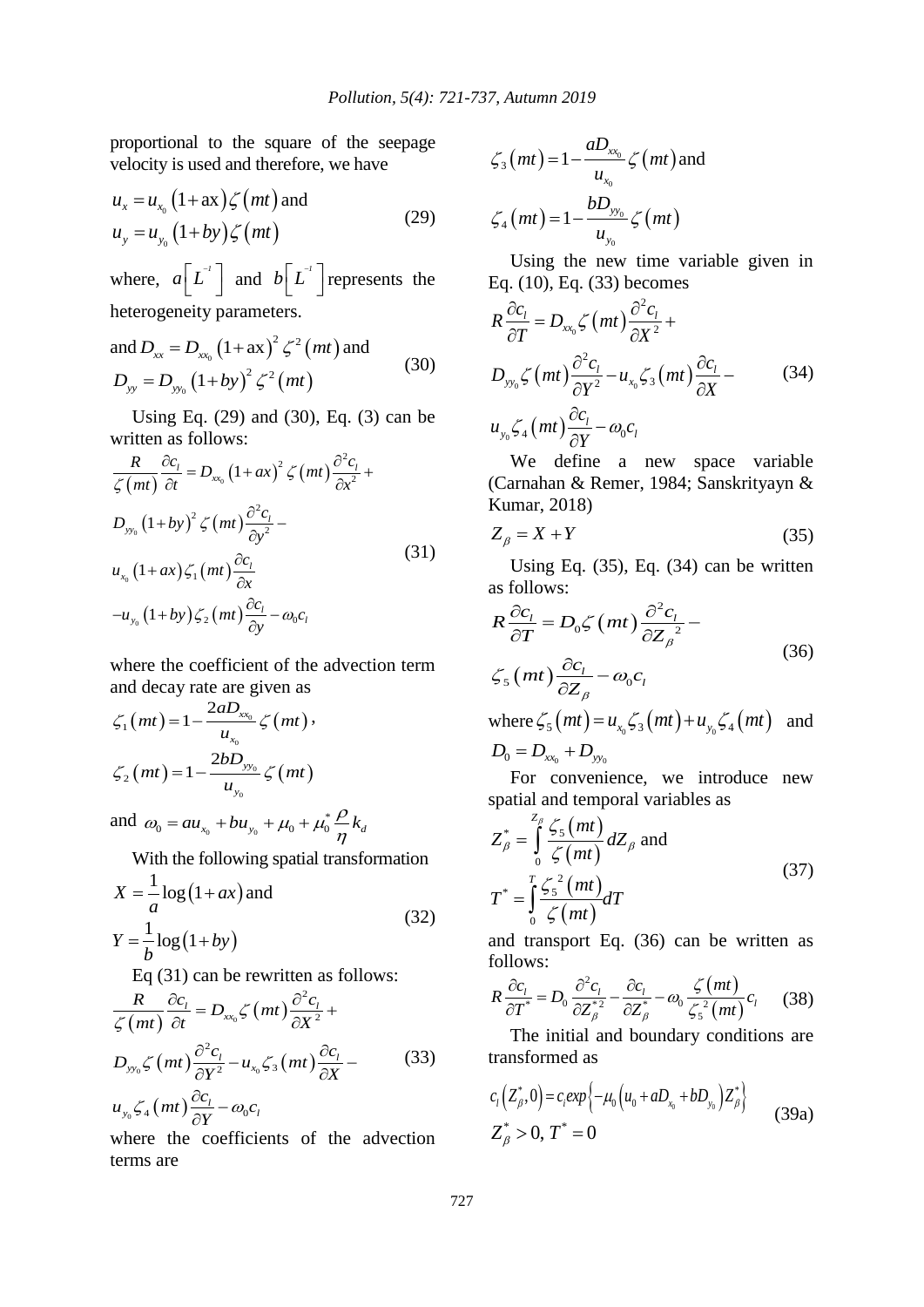proportional to the square of the seepage velocity is used and therefore, we have

$$u_x = u_{x_0}\left(1+\text{ax}\right)\zeta\left(mt\right) \text{ and}$$
$$u_y = u_{y_0}\left(1+by\right)\zeta\left(mt\right) \tag{29}$$

where, $a\left[L^{-1}\right]$ and $b\left[L^{-1}\right]$ represents the heterogeneity parameters.

$$\text{and } D_{xx} = D_{xx_0}\left(1+\text{ax}\right)^2\zeta^2\left(mt\right) \text{ and}$$
$$D_{yy} = D_{yy_0}\left(1+by\right)^2\zeta^2\left(mt\right) \tag{30}$$

Using Eq. (29) and (30), Eq. (3) can be written as follows:

$$\frac{R}{\zeta\left(mt\right)}\frac{\partial c_l}{\partial t} = D_{xx_0}\left(1+ax\right)^2\zeta\left(mt\right)\frac{\partial^2 c_l}{\partial x^2} + D_{yy_0}\left(1+by\right)^2\zeta\left(mt\right)\frac{\partial^2 c_l}{\partial y^2} - u_{x_0}\left(1+ax\right)\zeta_1\left(mt\right)\frac{\partial c_l}{\partial x} - u_{y_0}\left(1+by\right)\zeta_2\left(mt\right)\frac{\partial c_l}{\partial y} - \omega_0 c_l \tag{31}$$

where the coefficient of the advection term and decay rate are given as

$$\zeta_1\left(mt\right) = 1 - \frac{2aD_{xx_0}}{u_{x_0}}\zeta\left(mt\right),$$
$$\zeta_2\left(mt\right) = 1 - \frac{2bD_{yy_0}}{u_{y_0}}\zeta\left(mt\right)$$

and $\omega_0 = au_{x_0} + bu_{y_0} + \mu_0 + \mu_0^*\frac{\rho}{\eta}k_d$

With the following spatial transformation

$$X = \frac{1}{a}\log\left(1+ax\right) \text{ and}$$
$$Y = \frac{1}{b}\log\left(1+by\right) \tag{32}$$

Eq (31) can be rewritten as follows:

$$\frac{R}{\zeta\left(mt\right)}\frac{\partial c_l}{\partial t} = D_{xx_0}\zeta\left(mt\right)\frac{\partial^2 c_l}{\partial X^2} + D_{yy_0}\zeta\left(mt\right)\frac{\partial^2 c_l}{\partial Y^2} - u_{x_0}\zeta_3\left(mt\right)\frac{\partial c_l}{\partial X} - u_{y_0}\zeta_4\left(mt\right)\frac{\partial c_l}{\partial Y} - \omega_0 c_l \tag{33}$$

where the coefficients of the advection terms are

$$\zeta_3\left(mt\right) = 1 - \frac{aD_{xx_0}}{u_{x_0}}\zeta\left(mt\right) \text{ and}$$
$$\zeta_4\left(mt\right) = 1 - \frac{bD_{yy_0}}{u_{y_0}}\zeta\left(mt\right)$$

Using the new time variable given in Eq. (10), Eq. (33) becomes

$$R\frac{\partial c_l}{\partial T} = D_{xx_0}\zeta\left(mt\right)\frac{\partial^2 c_l}{\partial X^2} + D_{yy_0}\zeta\left(mt\right)\frac{\partial^2 c_l}{\partial Y^2} - u_{x_0}\zeta_3\left(mt\right)\frac{\partial c_l}{\partial X} - u_{y_0}\zeta_4\left(mt\right)\frac{\partial c_l}{\partial Y} - \omega_0 c_l \tag{34}$$

We define a new space variable (Carnahan & Remer, 1984; Sanskrityayn & Kumar, 2018)

$$Z_\beta = X + Y \tag{35}$$

Using Eq. (35), Eq. (34) can be written as follows:

$$R\frac{\partial c_l}{\partial T} = D_0\zeta\left(mt\right)\frac{\partial^2 c_l}{\partial Z_\beta^{\,2}} - \zeta_5\left(mt\right)\frac{\partial c_l}{\partial Z_\beta} - \omega_0 c_l \tag{36}$$

where $\zeta_5\left(mt\right) = u_{x_0}\zeta_3\left(mt\right) + u_{y_0}\zeta_4\left(mt\right)$ and $D_0 = D_{xx_0} + D_{yy_0}$

For convenience, we introduce new spatial and temporal variables as

$$Z_\beta^* = \int_0^{Z_\beta}\frac{\zeta_5\left(mt\right)}{\zeta\left(mt\right)}dZ_\beta \text{ and}$$
$$T^* = \int_0^T\frac{\zeta_5^{\,2}\left(mt\right)}{\zeta\left(mt\right)}dT \tag{37}$$

and transport Eq. (36) can be written as follows:

$$R\frac{\partial c_l}{\partial T^*} = D_0\frac{\partial^2 c_l}{\partial Z_\beta^{*2}} - \frac{\partial c_l}{\partial Z_\beta^*} - \omega_0\frac{\zeta\left(mt\right)}{\zeta_5^{\,2}\left(mt\right)}c_l \tag{38}$$

The initial and boundary conditions are transformed as

$$c_l\left(Z_\beta^*, 0\right) = c_i exp\left\{-\mu_0\left(u_0 + aD_{x_0} + bD_{y_0}\right)Z_\beta^*\right\}$$
$$Z_\beta^* > 0,\ T^* = 0 \tag{39a}$$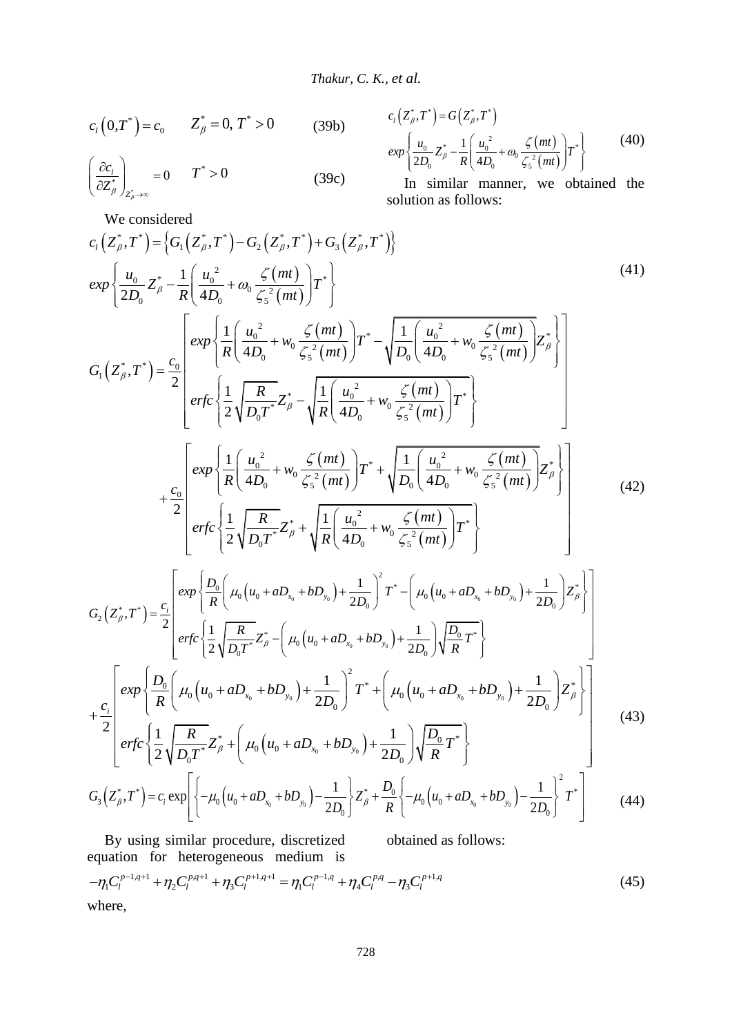$$c_l\left(0,T^*\right)=c_0 \qquad Z_\beta^*=0,\ T^*>0 \tag{39b}$$

$$\left(\frac{\partial c_l}{\partial Z_\beta^*}\right)_{Z_\beta^*\to\infty}=0 \qquad T^*>0 \tag{39c}$$

$$c_l\left(Z_\beta^*,T^*\right)=G\left(Z_\beta^*,T^*\right) \exp\left\{\frac{u_0}{2D_0}Z_\beta^*-\frac{1}{R}\left(\frac{u_0^{\,2}}{4D_0}+\omega_0\frac{\zeta(mt)}{\zeta_5^{\,2}(mt)}\right)T^*\right\} \tag{40}$$

In similar manner, we obtained the solution as follows:

We considered

$$c_l\left(Z_\beta^*,T^*\right)=\left\{G_1\left(Z_\beta^*,T^*\right)-G_2\left(Z_\beta^*,T^*\right)+G_3\left(Z_\beta^*,T^*\right)\right\} \exp\left\{\frac{u_0}{2D_0}Z_\beta^*-\frac{1}{R}\left(\frac{u_0^{\,2}}{4D_0}+\omega_0\frac{\zeta(mt)}{\zeta_5^{\,2}(mt)}\right)T^*\right\} \tag{41}$$

$$G_1\left(Z_\beta^*,T^*\right)=\frac{c_0}{2}\left[\begin{array}{l} exp\left\{\frac{1}{R}\left(\frac{u_0^{\,2}}{4D_0}+w_0\frac{\zeta(mt)}{\zeta_5^{\,2}(mt)}\right)T^*-\sqrt{\frac{1}{D_0}\left(\frac{u_0^{\,2}}{4D_0}+w_0\frac{\zeta(mt)}{\zeta_5^{\,2}(mt)}\right)}Z_\beta^*\right\} \\ erfc\left\{\frac{1}{2}\sqrt{\frac{R}{D_0T^*}}Z_\beta^*-\sqrt{\frac{1}{R}\left(\frac{u_0^{\,2}}{4D_0}+w_0\frac{\zeta(mt)}{\zeta_5^{\,2}(mt)}\right)T^*}\right\}\end{array}\right]$$

$$+\frac{c_0}{2}\left[\begin{array}{l} exp\left\{\frac{1}{R}\left(\frac{u_0^{\,2}}{4D_0}+w_0\frac{\zeta(mt)}{\zeta_5^{\,2}(mt)}\right)T^*+\sqrt{\frac{1}{D_0}\left(\frac{u_0^{\,2}}{4D_0}+w_0\frac{\zeta(mt)}{\zeta_5^{\,2}(mt)}\right)}Z_\beta^*\right\} \\ erfc\left\{\frac{1}{2}\sqrt{\frac{R}{D_0T^*}}Z_\beta^*+\sqrt{\frac{1}{R}\left(\frac{u_0^{\,2}}{4D_0}+w_0\frac{\zeta(mt)}{\zeta_5^{\,2}(mt)}\right)T^*}\right\}\end{array}\right] \tag{42}$$

$$G_2\left(Z_\beta^*,T^*\right)=\frac{c_i}{2}\left[\begin{array}{l} exp\left\{\frac{D_0}{R}\left(\mu_0\left(u_0+aD_{x_0}+bD_{y_0}\right)+\frac{1}{2D_0}\right)^2T^*-\left(\mu_0\left(u_0+aD_{x_0}+bD_{y_0}\right)+\frac{1}{2D_0}\right)Z_\beta^*\right\} \\ erfc\left\{\frac{1}{2}\sqrt{\frac{R}{D_0T^*}}Z_\beta^*-\left(\mu_0\left(u_0+aD_{x_0}+bD_{y_0}\right)+\frac{1}{2D_0}\right)\sqrt{\frac{D_0}{R}T^*}\right\}\end{array}\right]$$

$$+\frac{c_i}{2}\left[\begin{array}{l} exp\left\{\frac{D_0}{R}\left(\mu_0\left(u_0+aD_{x_0}+bD_{y_0}\right)+\frac{1}{2D_0}\right)^2T^*+\left(\mu_0\left(u_0+aD_{x_0}+bD_{y_0}\right)+\frac{1}{2D_0}\right)Z_\beta^*\right\} \\ erfc\left\{\frac{1}{2}\sqrt{\frac{R}{D_0T^*}}Z_\beta^*+\left(\mu_0\left(u_0+aD_{x_0}+bD_{y_0}\right)+\frac{1}{2D_0}\right)\sqrt{\frac{D_0}{R}T^*}\right\}\end{array}\right] \tag{43}$$

$$G_3\left(Z_\beta^*,T^*\right)=c_i\exp\left[\left\{-\mu_0\left(u_0+aD_{x_0}+bD_{y_0}\right)-\frac{1}{2D_0}\right\}Z_\beta^*+\frac{D_0}{R}\left\{-\mu_0\left(u_0+aD_{x_0}+bD_{y_0}\right)-\frac{1}{2D_0}\right\}^2T^*\right] \tag{44}$$

By using similar procedure, discretized equation for heterogeneous medium is obtained as follows:

$$-\eta_1C_l^{p-1,q+1}+\eta_2C_l^{p,q+1}+\eta_3C_l^{p+1,q+1}=\eta_1C_l^{p-1,q}+\eta_4C_l^{p,q}-\eta_3C_l^{p+1,q} \tag{45}$$

where,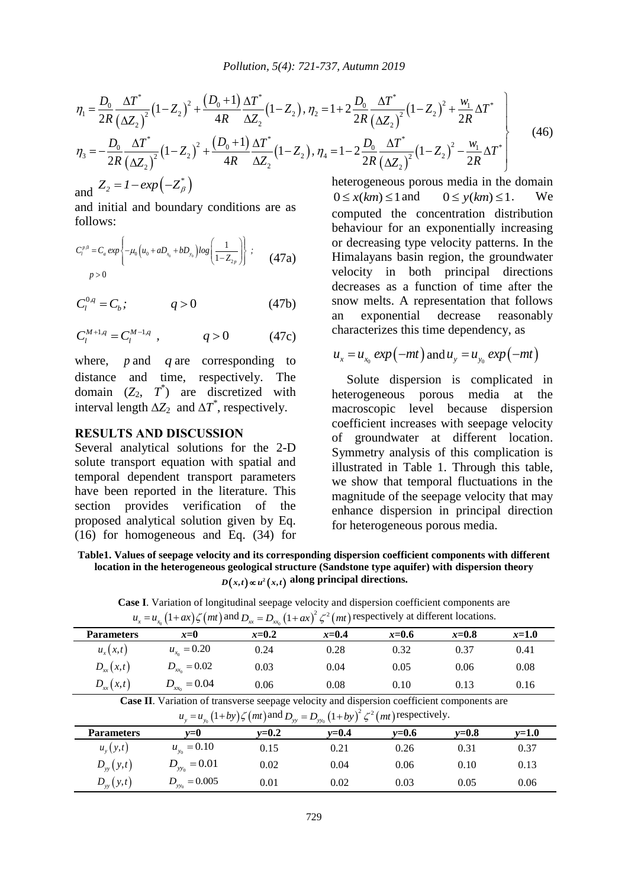$$\left.\begin{aligned}
\eta_1 &= \frac{D_0}{2R}\frac{\Delta T^*}{\left(\Delta Z_2\right)^2}\left(1-Z_2\right)^2 + \frac{\left(D_0+1\right)}{4R}\frac{\Delta T^*}{\Delta Z_2}\left(1-Z_2\right),\ \eta_2 = 1+2\frac{D_0}{2R}\frac{\Delta T^*}{\left(\Delta Z_2\right)^2}\left(1-Z_2\right)^2 + \frac{w_1}{2R}\Delta T^* \\
\eta_3 &= -\frac{D_0}{2R}\frac{\Delta T^*}{\left(\Delta Z_2\right)^2}\left(1-Z_2\right)^2 + \frac{\left(D_0+1\right)}{4R}\frac{\Delta T^*}{\Delta Z_2}\left(1-Z_2\right),\ \eta_4 = 1-2\frac{D_0}{2R}\frac{\Delta T^*}{\left(\Delta Z_2\right)^2}\left(1-Z_2\right)^2 - \frac{w_1}{2R}\Delta T^*
\end{aligned}\right\} \quad (46)$$

and $Z_2 = 1-exp\left(-Z_\beta^*\right)$

and initial and boundary conditions are as follows:

$$C_l^{p,0} = C_a\, exp\left\{-\mu_0\left(u_0 + aD_{x_0} + bD_{y_0}\right) log\left(\frac{1}{1-Z_{2p}}\right)\right\};\quad p>0 \quad (47a)$$

$$C_l^{0,q} = C_b; \qquad q>0 \quad (47b)$$

$$C_l^{M+1,q} = C_l^{M-1,q}, \qquad q>0 \quad (47c)$$

where, $p$ and $q$ are corresponding to distance and time, respectively. The domain ($Z_2$, $T^*$) are discretized with interval length $\Delta Z_2$ and $\Delta T^*$, respectively.

## RESULTS AND DISCUSSION

Several analytical solutions for the 2-D solute transport equation with spatial and temporal dependent transport parameters have been reported in the literature. This section provides verification of the proposed analytical solution given by Eq. (16) for homogeneous and Eq. (34) for heterogeneous porous media in the domain $0 \le x(km) \le 1$ and $0 \le y(km) \le 1$. We computed the concentration distribution behaviour for an exponentially increasing or decreasing type velocity patterns. In the Himalayans basin region, the groundwater velocity in both principal directions decreases as a function of time after the snow melts. A representation that follows an exponential decrease reasonably characterizes this time dependency, as

$$u_x = u_{x_0}\, exp\left(-mt\right) \text{ and } u_y = u_{y_0}\, exp\left(-mt\right)$$

Solute dispersion is complicated in heterogeneous porous media at the macroscopic level because dispersion coefficient increases with seepage velocity of groundwater at different location. Symmetry analysis of this complication is illustrated in Table 1. Through this table, we show that temporal fluctuations in the magnitude of the seepage velocity that may enhance dispersion in principal direction for heterogeneous porous media.

**Table1. Values of seepage velocity and its corresponding dispersion coefficient components with different location in the heterogeneous geological structure (Sandstone type aquifer) with dispersion theory $D(x,t) \propto u^2(x,t)$ along principal directions.**

**Case I**. Variation of longitudinal seepage velocity and dispersion coefficient components are $u_x = u_{x_0}(1+ax)\zeta(mt)$ and $D_{xx} = D_{xx_0}(1+ax)^2\zeta^2(mt)$ respectively at different locations.

| Parameters | $x$=0 | $x$=0.2 | $x$=0.4 | $x$=0.6 | $x$=0.8 | $x$=1.0 |
|---|---|---|---|---|---|---|
| $u_x(x,t)$ | $u_{x_0} = 0.20$ | 0.24 | 0.28 | 0.32 | 0.37 | 0.41 |
| $D_{xx}(x,t)$ | $D_{xx_0} = 0.02$ | 0.03 | 0.04 | 0.05 | 0.06 | 0.08 |
| $D_{xx}(x,t)$ | $D_{xx_0} = 0.04$ | 0.06 | 0.08 | 0.10 | 0.13 | 0.16 |

**Case II**. Variation of transverse seepage velocity and dispersion coefficient components are $u_y = u_{y_0}(1+by)\zeta(mt)$ and $D_{yy} = D_{yy_0}(1+by)^2\zeta^2(mt)$ respectively.

| Parameters | $y$=0 | $y$=0.2 | $y$=0.4 | $y$=0.6 | $y$=0.8 | $y$=1.0 |
|---|---|---|---|---|---|---|
| $u_y(y,t)$ | $u_{y_0} = 0.10$ | 0.15 | 0.21 | 0.26 | 0.31 | 0.37 |
| $D_{yy}(y,t)$ | $D_{yy_0} = 0.01$ | 0.02 | 0.04 | 0.06 | 0.10 | 0.13 |
| $D_{yy}(y,t)$ | $D_{yy_0} = 0.005$ | 0.01 | 0.02 | 0.03 | 0.05 | 0.06 |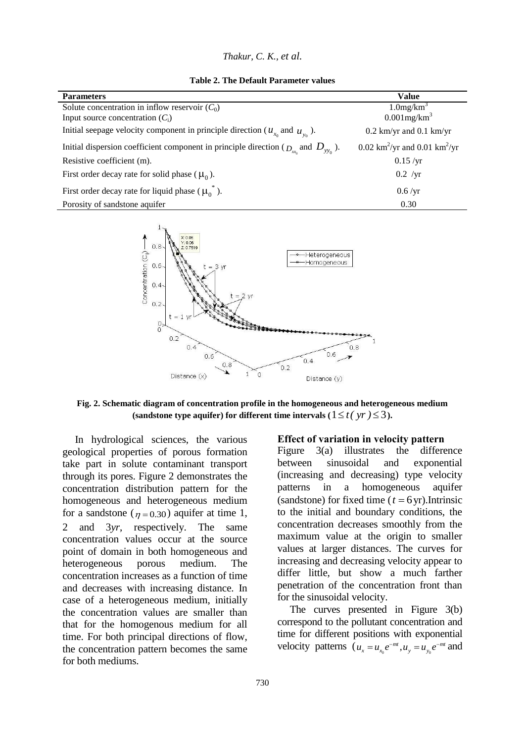**Table 2. The Default Parameter values**

| Parameters | Value |
|---|---|
| Solute concentration in inflow reservoir ($C_0$) | 1.0mg/km$^3$ |
| Input source concentration ($C_i$) | 0.001mg/km$^3$ |
| Initial seepage velocity component in principle direction ($u_{x_0}$ and $u_{y_0}$ ). | 0.2 km/yr and 0.1 km/yr |
| Initial dispersion coefficient component in principle direction ($D_{xx_0}$ and $D_{yy_0}$ ). | 0.02 km$^2$/yr and 0.01 km$^2$/yr |
| Resistive coefficient (m). | 0.15 /yr |
| First order decay rate for solid phase ($\mu_0$ ). | 0.2 /yr |
| First order decay rate for liquid phase ($\mu_0^*$ ). | 0.6 /yr |
| Porosity of sandstone aquifer | 0.30 |

**Fig. 2. Schematic diagram of concentration profile in the homogeneous and heterogeneous medium (sandstone type aquifer) for different time intervals ($1 \le t(\,yr\,) \le 3$).**

In hydrological sciences, the various geological properties of porous formation take part in solute contaminant transport through its pores. Figure 2 demonstrates the concentration distribution pattern for the homogeneous and heterogeneous medium for a sandstone ($\eta = 0.30$) aquifer at time 1, 2 and 3*yr*, respectively. The same concentration values occur at the source point of domain in both homogeneous and heterogeneous porous medium. The concentration increases as a function of time and decreases with increasing distance. In case of a heterogeneous medium, initially the concentration values are smaller than that for the homogenous medium for all time. For both principal directions of flow, the concentration pattern becomes the same for both mediums.

**Effect of variation in velocity pattern**

Figure 3(a) illustrates the difference between sinusoidal and exponential (increasing and decreasing) type velocity patterns in a homogeneous aquifer (sandstone) for fixed time ($t = 6\,$yr).Intrinsic to the initial and boundary conditions, the concentration decreases smoothly from the maximum value at the origin to smaller values at larger distances. The curves for increasing and decreasing velocity appear to differ little, but show a much farther penetration of the concentration front than for the sinusoidal velocity.

The curves presented in Figure 3(b) correspond to the pollutant concentration and time for different positions with exponential velocity patterns ($u_x = u_{x_0} e^{-mt}, u_y = u_{y_0} e^{-mt}$ and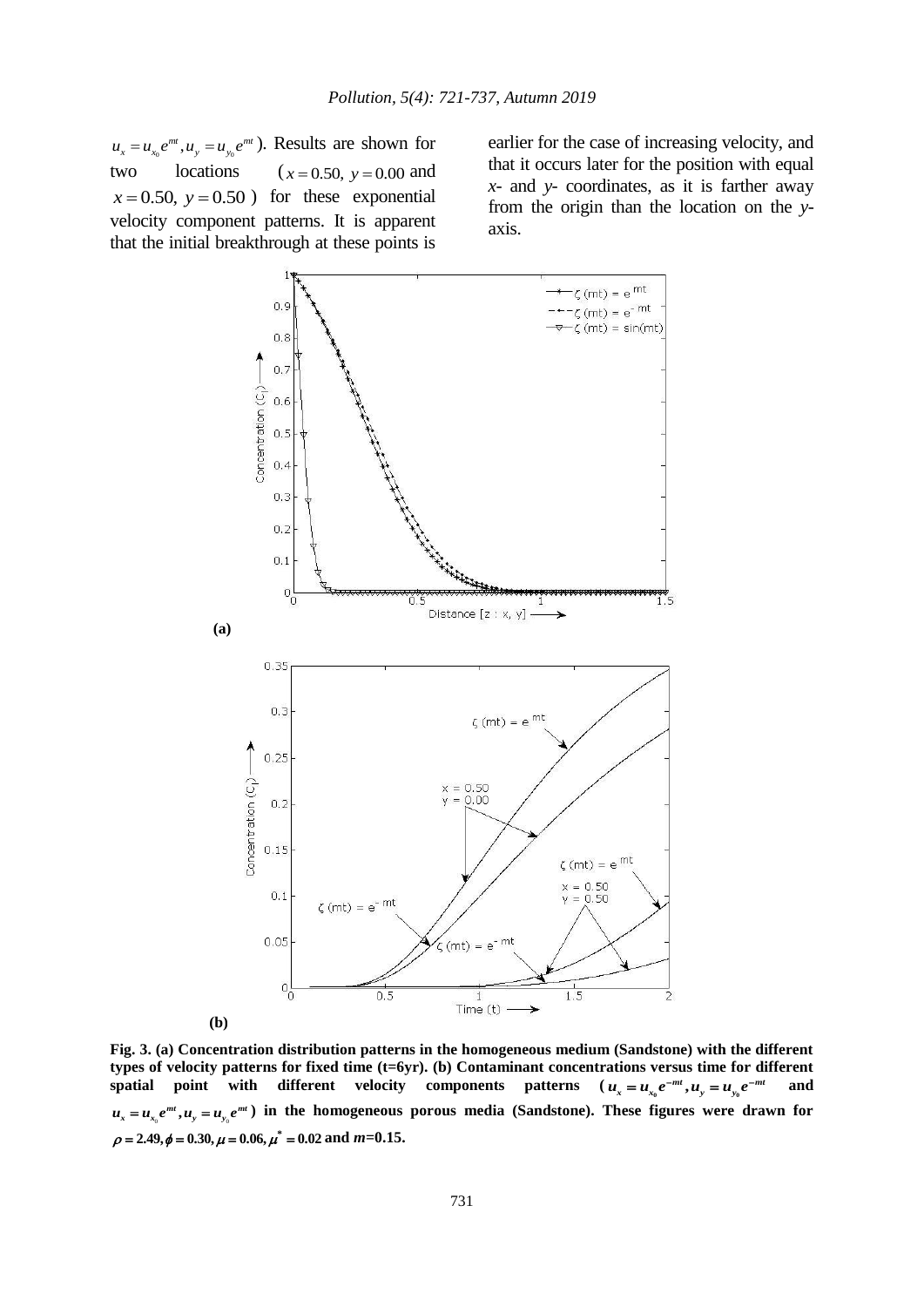$u_x = u_{x_0} e^{mt}, u_y = u_{y_0} e^{mt}$ ). Results are shown for two locations ($x = 0.50,\ y = 0.00$ and $x = 0.50,\ y = 0.50$ ) for these exponential velocity component patterns. It is apparent that the initial breakthrough at these points is earlier for the case of increasing velocity, and that it occurs later for the position with equal *x*- and *y*- coordinates, as it is farther away from the origin than the location on the *y*-axis.

**(a)**

**(b)**

**Fig. 3. (a) Concentration distribution patterns in the homogeneous medium (Sandstone) with the different types of velocity patterns for fixed time (t=6yr). (b) Contaminant concentrations versus time for different spatial point with different velocity components patterns ($u_x = u_{x_0} e^{-mt}, u_y = u_{y_0} e^{-mt}$ and $u_x = u_{x_0} e^{mt}, u_y = u_{y_0} e^{mt}$) in the homogeneous porous media (Sandstone). These figures were drawn for $\rho = 2.49, \phi = 0.30, \mu = 0.06, \mu^* = 0.02$ and *m*=0.15.**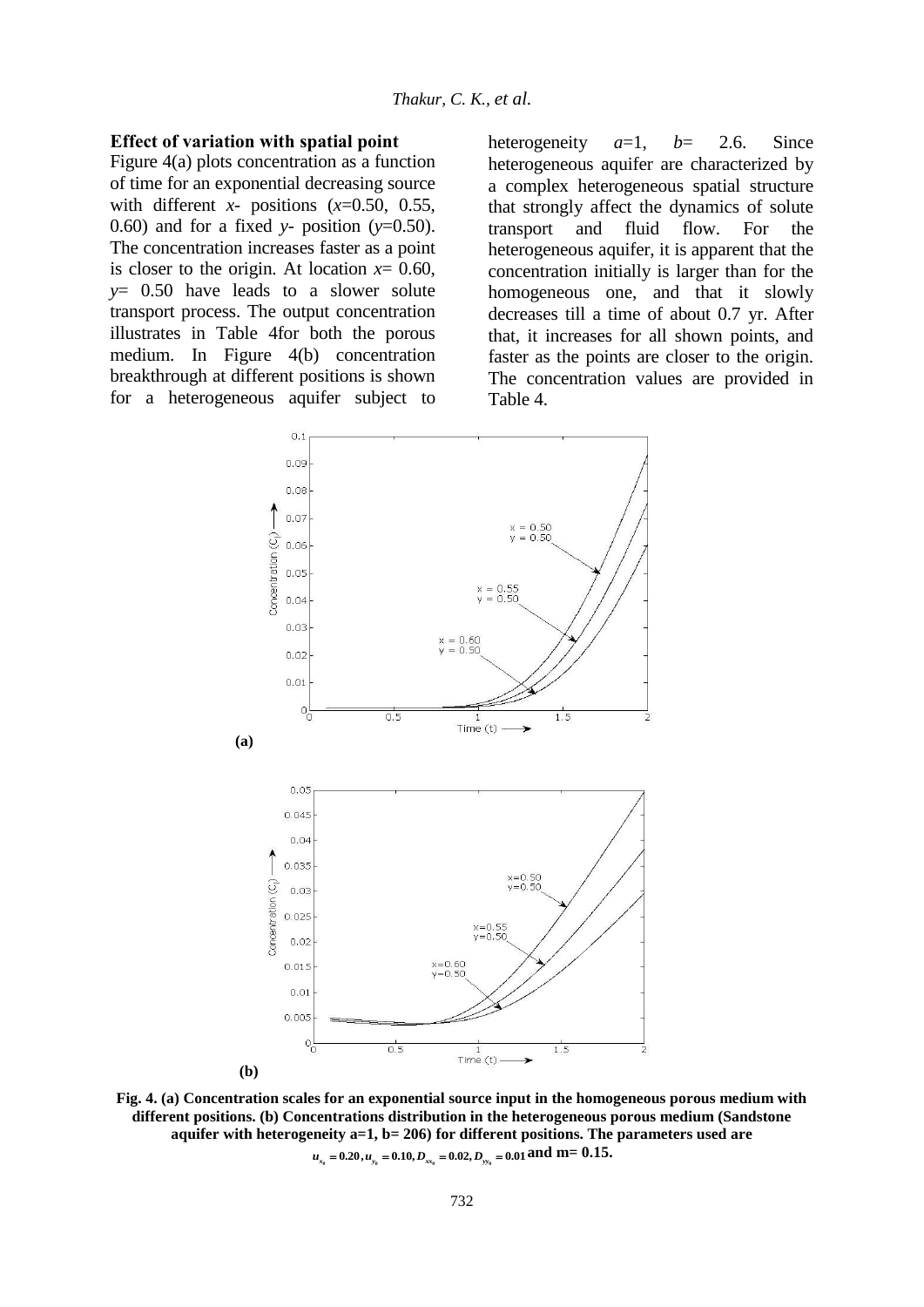### Effect of variation with spatial point

Figure 4(a) plots concentration as a function of time for an exponential decreasing source with different *x*- positions (*x*=0.50, 0.55, 0.60) and for a fixed *y*- position (*y*=0.50). The concentration increases faster as a point is closer to the origin. At location *x*= 0.60, *y*= 0.50 have leads to a slower solute transport process. The output concentration illustrates in Table 4for both the porous medium. In Figure 4(b) concentration breakthrough at different positions is shown for a heterogeneous aquifer subject to heterogeneity *a*=1, *b*= 2.6. Since heterogeneous aquifer are characterized by a complex heterogeneous spatial structure that strongly affect the dynamics of solute transport and fluid flow. For the heterogeneous aquifer, it is apparent that the concentration initially is larger than for the homogeneous one, and that it slowly decreases till a time of about 0.7 yr. After that, it increases for all shown points, and faster as the points are closer to the origin. The concentration values are provided in Table 4.

**(a)**

**(b)**

**Fig. 4. (a) Concentration scales for an exponential source input in the homogeneous porous medium with different positions. (b) Concentrations distribution in the heterogeneous porous medium (Sandstone aquifer with heterogeneity a=1, b= 206) for different positions. The parameters used are $u_{x_0} = 0.20, u_{y_0} = 0.10, D_{xx_0} = 0.02, D_{yy_0} = 0.01$ and m= 0.15.**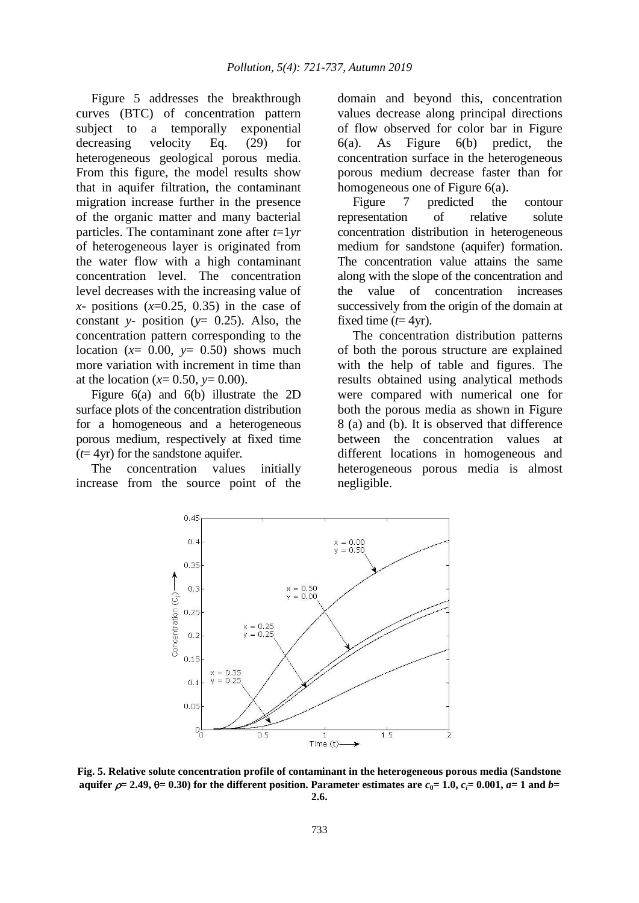Figure 5 addresses the breakthrough curves (BTC) of concentration pattern subject to a temporally exponential decreasing velocity Eq. (29) for heterogeneous geological porous media. From this figure, the model results show that in aquifer filtration, the contaminant migration increase further in the presence of the organic matter and many bacterial particles. The contaminant zone after $t$=1$yr$ of heterogeneous layer is originated from the water flow with a high contaminant concentration level. The concentration level decreases with the increasing value of $x$- positions ($x$=0.25, 0.35) in the case of constant $y$- position ($y$= 0.25). Also, the concentration pattern corresponding to the location ($x$= 0.00, $y$= 0.50) shows much more variation with increment in time than at the location ($x$= 0.50, $y$= 0.00).

Figure 6(a) and 6(b) illustrate the 2D surface plots of the concentration distribution for a homogeneous and a heterogeneous porous medium, respectively at fixed time ($t$= 4yr) for the sandstone aquifer.

The concentration values initially increase from the source point of the domain and beyond this, concentration values decrease along principal directions of flow observed for color bar in Figure 6(a). As Figure 6(b) predict, the concentration surface in the heterogeneous porous medium decrease faster than for homogeneous one of Figure 6(a).

Figure 7 predicted the contour representation of relative solute concentration distribution in heterogeneous medium for sandstone (aquifer) formation. The concentration value attains the same along with the slope of the concentration and the value of concentration increases successively from the origin of the domain at fixed time ($t$= 4yr).

The concentration distribution patterns of both the porous structure are explained with the help of table and figures. The results obtained using analytical methods were compared with numerical one for both the porous media as shown in Figure 8 (a) and (b). It is observed that difference between the concentration values at different locations in homogeneous and heterogeneous porous media is almost negligible.

**Fig. 5. Relative solute concentration profile of contaminant in the heterogeneous porous media (Sandstone aquifer $\rho$= 2.49, $\theta$= 0.30) for the different position. Parameter estimates are $c_0$= 1.0, $c_i$= 0.001, $a$= 1 and $b$= 2.6.**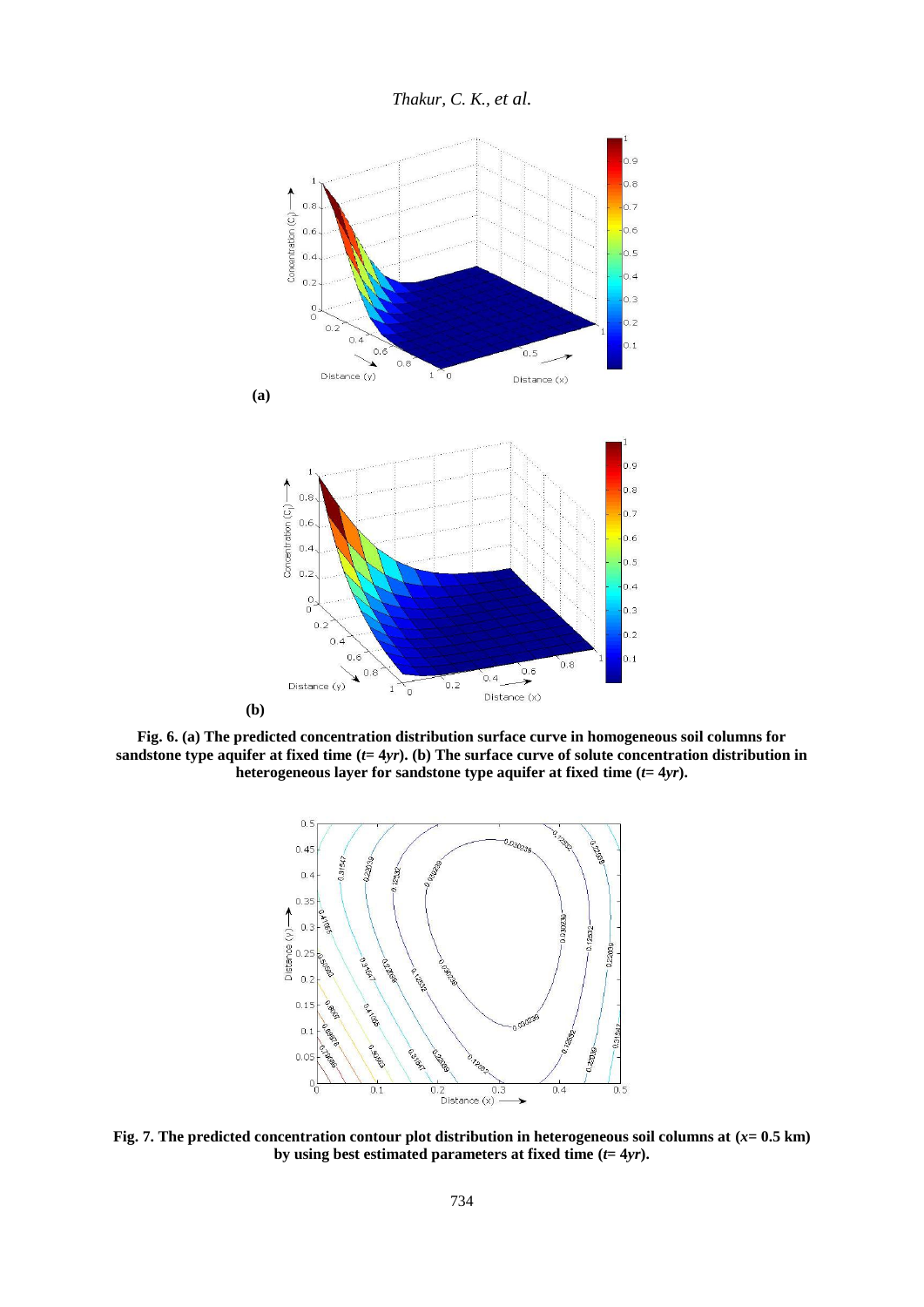**(a)**

**(b)**

**Fig. 6. (a) The predicted concentration distribution surface curve in homogeneous soil columns for sandstone type aquifer at fixed time ($t$= 4*yr*). (b) The surface curve of solute concentration distribution in heterogeneous layer for sandstone type aquifer at fixed time ($t$= 4*yr*).**

**Fig. 7. The predicted concentration contour plot distribution in heterogeneous soil columns at ($x$= 0.5 km) by using best estimated parameters at fixed time ($t$= 4*yr*).**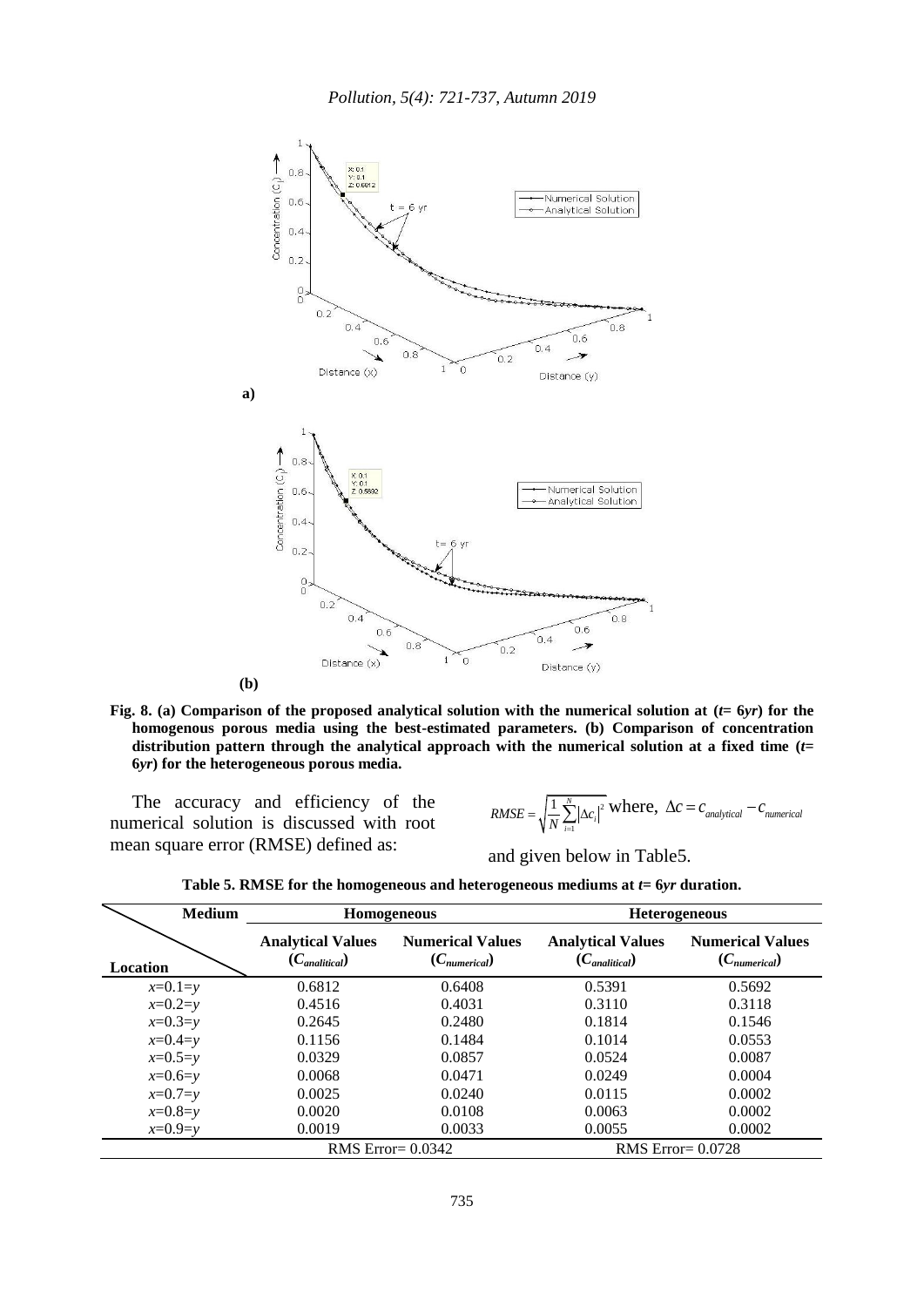**(a)**

**(b)**

**Fig. 8. (a) Comparison of the proposed analytical solution with the numerical solution at ($t$= 6$yr$) for the homogenous porous media using the best-estimated parameters. (b) Comparison of concentration distribution pattern through the analytical approach with the numerical solution at a fixed time ($t$= 6$yr$) for the heterogeneous porous media.**

The accuracy and efficiency of the numerical solution is discussed with root mean square error (RMSE) defined as:

$$RMSE = \sqrt{\frac{1}{N}\sum_{i=1}^{N}|\Delta c_i|^2} \text{ where, } \Delta c = c_{analytical} - c_{numerical}$$

and given below in Table5.

**Table 5. RMSE for the homogeneous and heterogeneous mediums at $t$= 6$yr$ duration.**

| Medium / Location | Homogeneous | | Heterogeneous | |
|---|---|---|---|---|
| | **Analytical Values ($C_{analitical}$)** | **Numerical Values ($C_{numerical}$)** | **Analytical Values ($C_{analitical}$)** | **Numerical Values ($C_{numerical}$)** |
| $x$=0.1=$y$ | 0.6812 | 0.6408 | 0.5391 | 0.5692 |
| $x$=0.2=$y$ | 0.4516 | 0.4031 | 0.3110 | 0.3118 |
| $x$=0.3=$y$ | 0.2645 | 0.2480 | 0.1814 | 0.1546 |
| $x$=0.4=$y$ | 0.1156 | 0.1484 | 0.1014 | 0.0553 |
| $x$=0.5=$y$ | 0.0329 | 0.0857 | 0.0524 | 0.0087 |
| $x$=0.6=$y$ | 0.0068 | 0.0471 | 0.0249 | 0.0004 |
| $x$=0.7=$y$ | 0.0025 | 0.0240 | 0.0115 | 0.0002 |
| $x$=0.8=$y$ | 0.0020 | 0.0108 | 0.0063 | 0.0002 |
| $x$=0.9=$y$ | 0.0019 | 0.0033 | 0.0055 | 0.0002 |
| | RMS Error= 0.0342 | | RMS Error= 0.0728 | |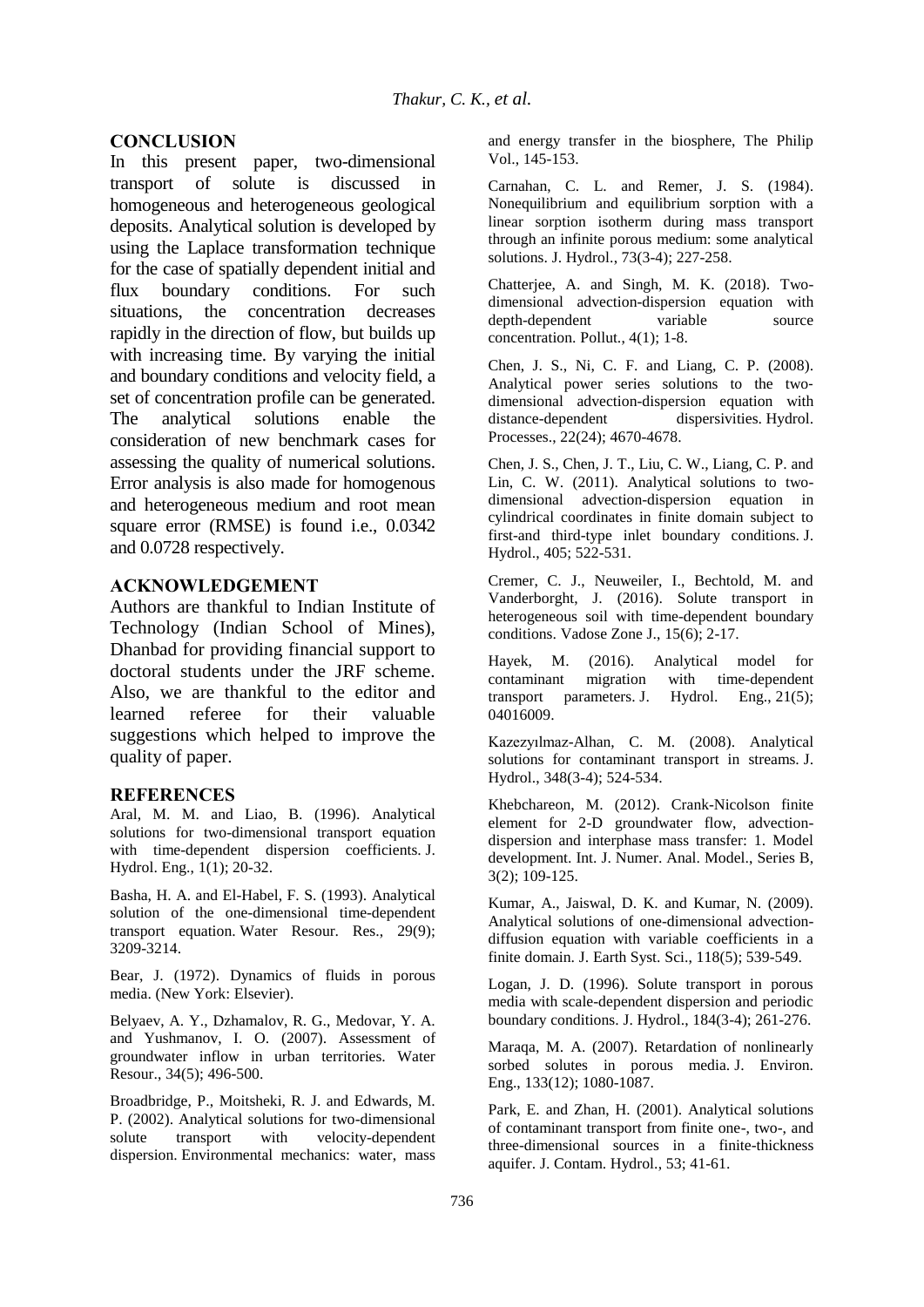## CONCLUSION

In this present paper, two-dimensional transport of solute is discussed in homogeneous and heterogeneous geological deposits. Analytical solution is developed by using the Laplace transformation technique for the case of spatially dependent initial and flux boundary conditions. For such situations, the concentration decreases rapidly in the direction of flow, but builds up with increasing time. By varying the initial and boundary conditions and velocity field, a set of concentration profile can be generated. The analytical solutions enable the consideration of new benchmark cases for assessing the quality of numerical solutions. Error analysis is also made for homogenous and heterogeneous medium and root mean square error (RMSE) is found i.e., 0.0342 and 0.0728 respectively.

## ACKNOWLEDGEMENT

Authors are thankful to Indian Institute of Technology (Indian School of Mines), Dhanbad for providing financial support to doctoral students under the JRF scheme. Also, we are thankful to the editor and learned referee for their valuable suggestions which helped to improve the quality of paper.

## REFERENCES

Aral, M. M. and Liao, B. (1996). Analytical solutions for two-dimensional transport equation with time-dependent dispersion coefficients. J. Hydrol. Eng., 1(1); 20-32.

Basha, H. A. and El-Habel, F. S. (1993). Analytical solution of the one-dimensional time-dependent transport equation. Water Resour. Res., 29(9); 3209-3214.

Bear, J. (1972). Dynamics of fluids in porous media. (New York: Elsevier).

Belyaev, A. Y., Dzhamalov, R. G., Medovar, Y. A. and Yushmanov, I. O. (2007). Assessment of groundwater inflow in urban territories. Water Resour., 34(5); 496-500.

Broadbridge, P., Moitsheki, R. J. and Edwards, M. P. (2002). Analytical solutions for two-dimensional solute transport with velocity-dependent dispersion. Environmental mechanics: water, mass and energy transfer in the biosphere, The Philip Vol., 145-153.

Carnahan, C. L. and Remer, J. S. (1984). Nonequilibrium and equilibrium sorption with a linear sorption isotherm during mass transport through an infinite porous medium: some analytical solutions. J. Hydrol., 73(3-4); 227-258.

Chatterjee, A. and Singh, M. K. (2018). Two-dimensional advection-dispersion equation with depth-dependent variable source concentration. Pollut., 4(1); 1-8.

Chen, J. S., Ni, C. F. and Liang, C. P. (2008). Analytical power series solutions to the two-dimensional advection-dispersion equation with distance-dependent dispersivities. Hydrol. Processes., 22(24); 4670-4678.

Chen, J. S., Chen, J. T., Liu, C. W., Liang, C. P. and Lin, C. W. (2011). Analytical solutions to two-dimensional advection-dispersion equation in cylindrical coordinates in finite domain subject to first-and third-type inlet boundary conditions. J. Hydrol., 405; 522-531.

Cremer, C. J., Neuweiler, I., Bechtold, M. and Vanderborght, J. (2016). Solute transport in heterogeneous soil with time-dependent boundary conditions. Vadose Zone J., 15(6); 2-17.

Hayek, M. (2016). Analytical model for contaminant migration with time-dependent transport parameters. J. Hydrol. Eng., 21(5); 04016009.

Kazezyılmaz-Alhan, C. M. (2008). Analytical solutions for contaminant transport in streams. J. Hydrol., 348(3-4); 524-534.

Khebchareon, M. (2012). Crank-Nicolson finite element for 2-D groundwater flow, advection-dispersion and interphase mass transfer: 1. Model development. Int. J. Numer. Anal. Model., Series B, 3(2); 109-125.

Kumar, A., Jaiswal, D. K. and Kumar, N. (2009). Analytical solutions of one-dimensional advection-diffusion equation with variable coefficients in a finite domain. J. Earth Syst. Sci., 118(5); 539-549.

Logan, J. D. (1996). Solute transport in porous media with scale-dependent dispersion and periodic boundary conditions. J. Hydrol., 184(3-4); 261-276.

Maraqa, M. A. (2007). Retardation of nonlinearly sorbed solutes in porous media. J. Environ. Eng., 133(12); 1080-1087.

Park, E. and Zhan, H. (2001). Analytical solutions of contaminant transport from finite one-, two-, and three-dimensional sources in a finite-thickness aquifer. J. Contam. Hydrol., 53; 41-61.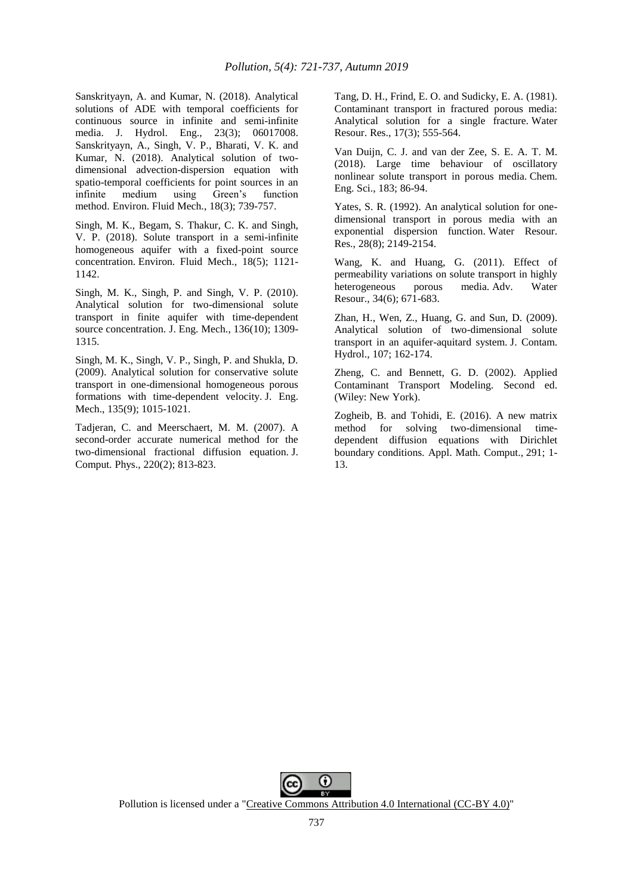Sanskrityayn, A. and Kumar, N. (2018). Analytical solutions of ADE with temporal coefficients for continuous source in infinite and semi-infinite media. J. Hydrol. Eng., 23(3); 06017008.

Sanskrityayn, A., Singh, V. P., Bharati, V. K. and Kumar, N. (2018). Analytical solution of two-dimensional advection-dispersion equation with spatio-temporal coefficients for point sources in an infinite medium using Green's function method. Environ. Fluid Mech., 18(3); 739-757.

Singh, M. K., Begam, S. Thakur, C. K. and Singh, V. P. (2018). Solute transport in a semi-infinite homogeneous aquifer with a fixed-point source concentration. Environ. Fluid Mech., 18(5); 1121-1142.

Singh, M. K., Singh, P. and Singh, V. P. (2010). Analytical solution for two-dimensional solute transport in finite aquifer with time-dependent source concentration. J. Eng. Mech., 136(10); 1309-1315.

Singh, M. K., Singh, V. P., Singh, P. and Shukla, D. (2009). Analytical solution for conservative solute transport in one-dimensional homogeneous porous formations with time-dependent velocity. J. Eng. Mech., 135(9); 1015-1021.

Tadjeran, C. and Meerschaert, M. M. (2007). A second-order accurate numerical method for the two-dimensional fractional diffusion equation. J. Comput. Phys., 220(2); 813-823.

Tang, D. H., Frind, E. O. and Sudicky, E. A. (1981). Contaminant transport in fractured porous media: Analytical solution for a single fracture. Water Resour. Res., 17(3); 555-564.

Van Duijn, C. J. and van der Zee, S. E. A. T. M. (2018). Large time behaviour of oscillatory nonlinear solute transport in porous media. Chem. Eng. Sci., 183; 86-94.

Yates, S. R. (1992). An analytical solution for one-dimensional transport in porous media with an exponential dispersion function. Water Resour. Res., 28(8); 2149-2154.

Wang, K. and Huang, G. (2011). Effect of permeability variations on solute transport in highly heterogeneous porous media. Adv. Water Resour., 34(6); 671-683.

Zhan, H., Wen, Z., Huang, G. and Sun, D. (2009). Analytical solution of two-dimensional solute transport in an aquifer-aquitard system. J. Contam. Hydrol., 107; 162-174.

Zheng, C. and Bennett, G. D. (2002). Applied Contaminant Transport Modeling. Second ed. (Wiley: New York).

Zogheib, B. and Tohidi, E. (2016). A new matrix method for solving two-dimensional time-dependent diffusion equations with Dirichlet boundary conditions. Appl. Math. Comput., 291; 1-13.

Pollution is licensed under a "Creative Commons Attribution 4.0 International (CC-BY 4.0)"